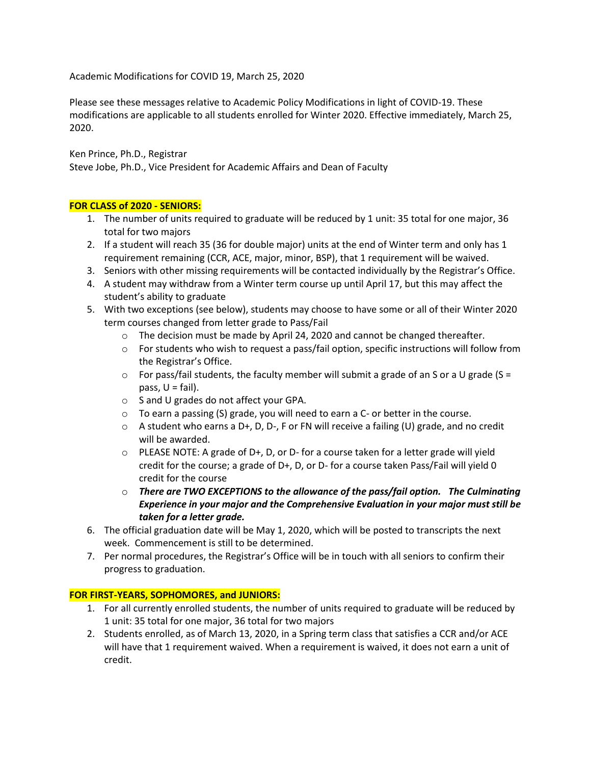Academic Modifications for COVID 19, March 25, 2020

Please see these messages relative to Academic Policy Modifications in light of COVID-19. These modifications are applicable to all students enrolled for Winter 2020. Effective immediately, March 25, 2020.

Ken Prince, Ph.D., Registrar
Steve Jobe, Ph.D., Vice President for Academic Affairs and Dean of Faculty

**FOR CLASS of 2020 - SENIORS:**

1. The number of units required to graduate will be reduced by 1 unit: 35 total for one major, 36 total for two majors
2. If a student will reach 35 (36 for double major) units at the end of Winter term and only has 1 requirement remaining (CCR, ACE, major, minor, BSP), that 1 requirement will be waived.
3. Seniors with other missing requirements will be contacted individually by the Registrar's Office.
4. A student may withdraw from a Winter term course up until April 17, but this may affect the student's ability to graduate
5. With two exceptions (see below), students may choose to have some or all of their Winter 2020 term courses changed from letter grade to Pass/Fail
   - The decision must be made by April 24, 2020 and cannot be changed thereafter.
   - For students who wish to request a pass/fail option, specific instructions will follow from the Registrar's Office.
   - For pass/fail students, the faculty member will submit a grade of an S or a U grade (S = pass, U = fail).
   - S and U grades do not affect your GPA.
   - To earn a passing (S) grade, you will need to earn a C- or better in the course.
   - A student who earns a D+, D, D-, F or FN will receive a failing (U) grade, and no credit will be awarded.
   - PLEASE NOTE: A grade of D+, D, or D- for a course taken for a letter grade will yield credit for the course; a grade of D+, D, or D- for a course taken Pass/Fail will yield 0 credit for the course
   - ***There are TWO EXCEPTIONS to the allowance of the pass/fail option. The Culminating Experience in your major and the Comprehensive Evaluation in your major must still be taken for a letter grade.***
6. The official graduation date will be May 1, 2020, which will be posted to transcripts the next week. Commencement is still to be determined.
7. Per normal procedures, the Registrar's Office will be in touch with all seniors to confirm their progress to graduation.

**FOR FIRST-YEARS, SOPHOMORES, and JUNIORS:**

1. For all currently enrolled students, the number of units required to graduate will be reduced by 1 unit: 35 total for one major, 36 total for two majors
2. Students enrolled, as of March 13, 2020, in a Spring term class that satisfies a CCR and/or ACE will have that 1 requirement waived. When a requirement is waived, it does not earn a unit of credit.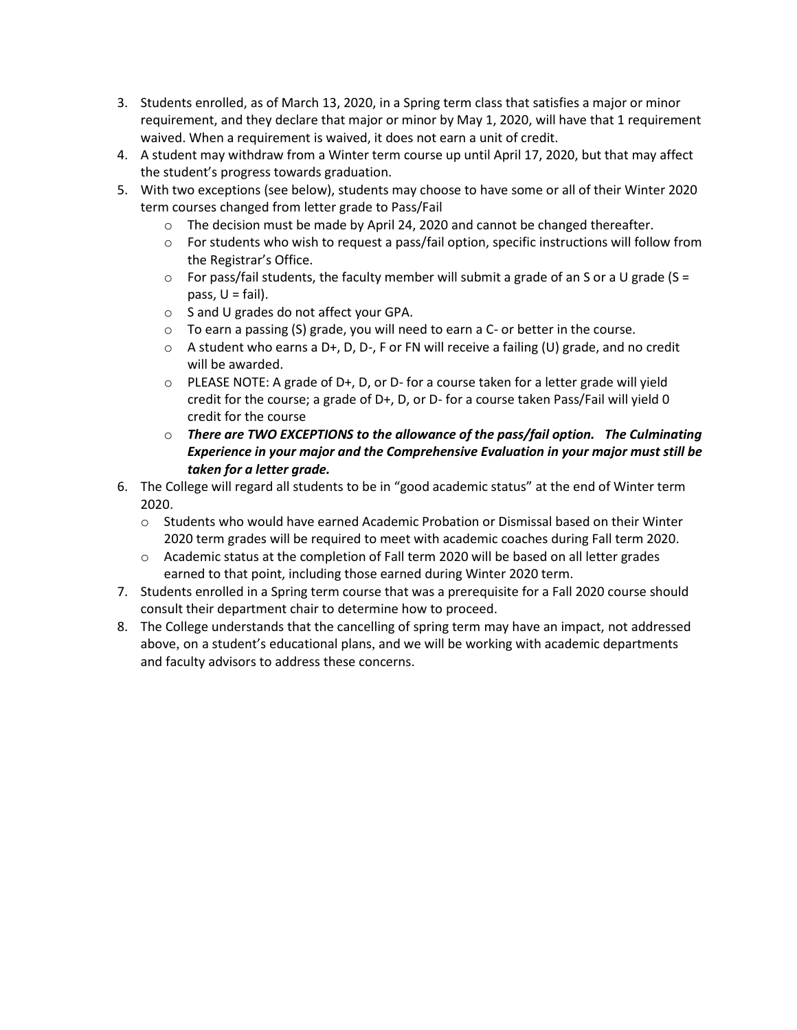3. Students enrolled, as of March 13, 2020, in a Spring term class that satisfies a major or minor requirement, and they declare that major or minor by May 1, 2020, will have that 1 requirement waived. When a requirement is waived, it does not earn a unit of credit.
4. A student may withdraw from a Winter term course up until April 17, 2020, but that may affect the student's progress towards graduation.
5. With two exceptions (see below), students may choose to have some or all of their Winter 2020 term courses changed from letter grade to Pass/Fail
   - The decision must be made by April 24, 2020 and cannot be changed thereafter.
   - For students who wish to request a pass/fail option, specific instructions will follow from the Registrar's Office.
   - For pass/fail students, the faculty member will submit a grade of an S or a U grade (S = pass, U = fail).
   - S and U grades do not affect your GPA.
   - To earn a passing (S) grade, you will need to earn a C- or better in the course.
   - A student who earns a D+, D, D-, F or FN will receive a failing (U) grade, and no credit will be awarded.
   - PLEASE NOTE: A grade of D+, D, or D- for a course taken for a letter grade will yield credit for the course; a grade of D+, D, or D- for a course taken Pass/Fail will yield 0 credit for the course
   - ***There are TWO EXCEPTIONS to the allowance of the pass/fail option. The Culminating Experience in your major and the Comprehensive Evaluation in your major must still be taken for a letter grade.***
6. The College will regard all students to be in "good academic status" at the end of Winter term 2020.
   - Students who would have earned Academic Probation or Dismissal based on their Winter 2020 term grades will be required to meet with academic coaches during Fall term 2020.
   - Academic status at the completion of Fall term 2020 will be based on all letter grades earned to that point, including those earned during Winter 2020 term.
7. Students enrolled in a Spring term course that was a prerequisite for a Fall 2020 course should consult their department chair to determine how to proceed.
8. The College understands that the cancelling of spring term may have an impact, not addressed above, on a student's educational plans, and we will be working with academic departments and faculty advisors to address these concerns.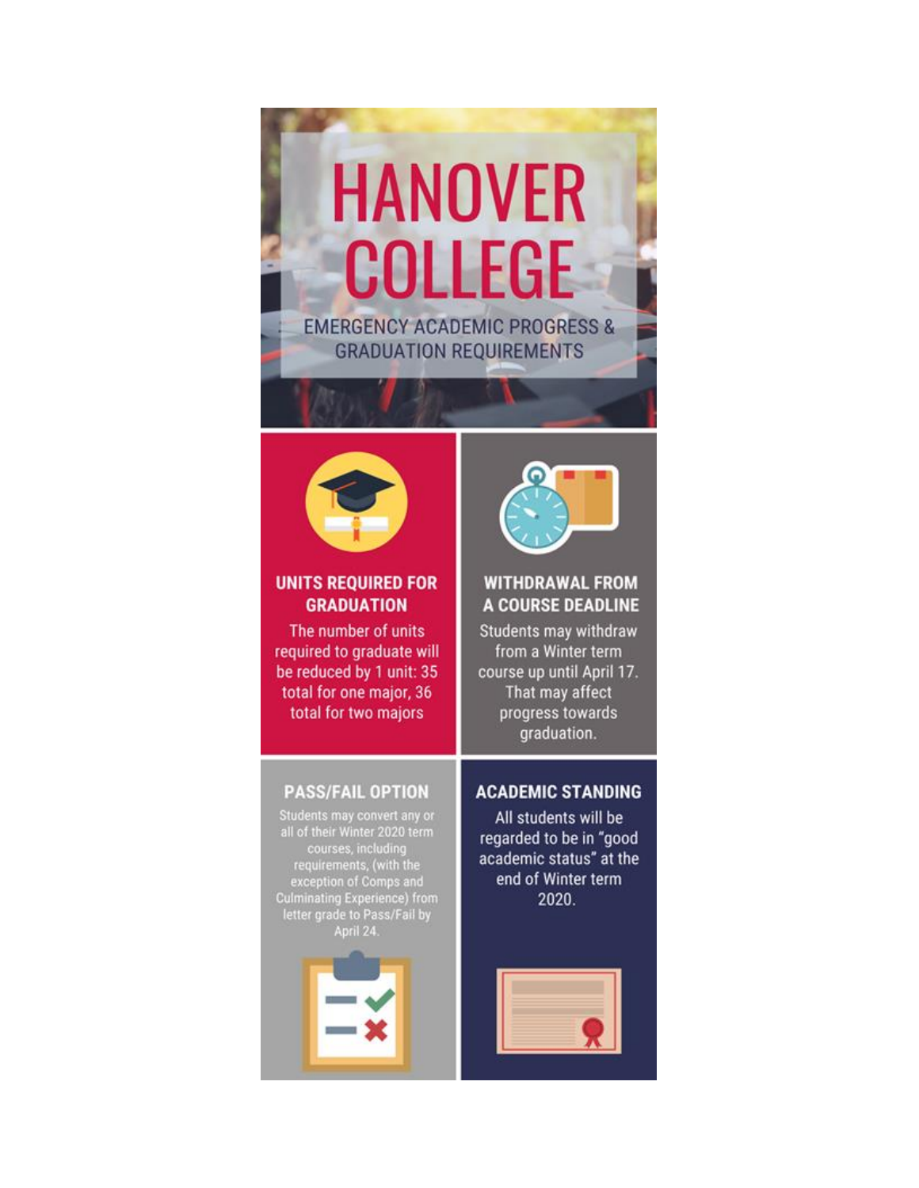# HANOVER COLLEGE

EMERGENCY ACADEMIC PROGRESS & GRADUATION REQUIREMENTS

## UNITS REQUIRED FOR GRADUATION

The number of units required to graduate will be reduced by 1 unit: 35 total for one major, 36 total for two majors

## WITHDRAWAL FROM A COURSE DEADLINE

Students may withdraw from a Winter term course up until April 17. That may affect progress towards graduation.

## PASS/FAIL OPTION

Students may convert any or all of their Winter 2020 term courses, including requirements, (with the exception of Comps and Culminating Experience) from letter grade to Pass/Fail by April 24.

## ACADEMIC STANDING

All students will be regarded to be in "good academic status" at the end of Winter term 2020.